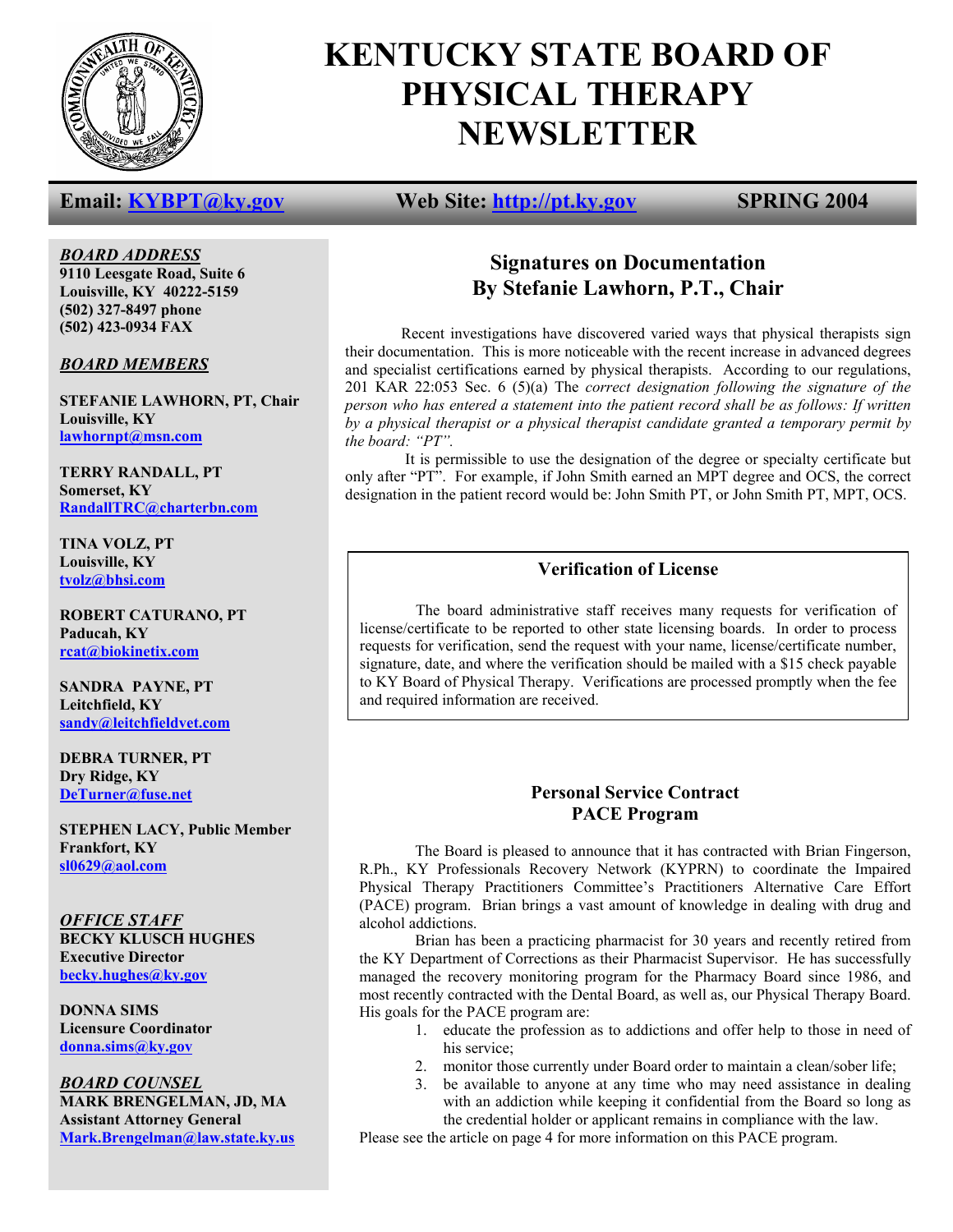# KENTUCKY STATE BOARD OF PHYSICAL THERAPY NEWSLETTER

**Email: KYBPT@ky.gov** **Web Site: http://pt.ky.gov** **SPRING 2004**

***BOARD ADDRESS***
**9110 Leesgate Road, Suite 6**
**Louisville, KY 40222-5159**
**(502) 327-8497 phone**
**(502) 423-0934 FAX**

***BOARD MEMBERS***

**STEFANIE LAWHORN, PT, Chair**
**Louisville, KY**
lawhornpt@msn.com

**TERRY RANDALL, PT**
**Somerset, KY**
RandallTRC@charterbn.com

**TINA VOLZ, PT**
**Louisville, KY**
tvolz@bhsi.com

**ROBERT CATURANO, PT**
**Paducah, KY**
rcat@biokinetix.com

**SANDRA PAYNE, PT**
**Leitchfield, KY**
sandy@leitchfieldvet.com

**DEBRA TURNER, PT**
**Dry Ridge, KY**
DeTurner@fuse.net

**STEPHEN LACY, Public Member**
**Frankfort, KY**
sl0629@aol.com

***OFFICE STAFF***
**BECKY KLUSCH HUGHES**
**Executive Director**
becky.hughes@ky.gov

**DONNA SIMS**
**Licensure Coordinator**
donna.sims@ky.gov

***BOARD COUNSEL***
**MARK BRENGELMAN, JD, MA**
**Assistant Attorney General**
Mark.Brengelman@law.state.ky.us

## Signatures on Documentation
## By Stefanie Lawhorn, P.T., Chair

Recent investigations have discovered varied ways that physical therapists sign their documentation. This is more noticeable with the recent increase in advanced degrees and specialist certifications earned by physical therapists. According to our regulations, 201 KAR 22:053 Sec. 6 (5)(a) The *correct designation following the signature of the person who has entered a statement into the patient record shall be as follows: If written by a physical therapist or a physical therapist candidate granted a temporary permit by the board: "PT".*

It is permissible to use the designation of the degree or specialty certificate but only after "PT". For example, if John Smith earned an MPT degree and OCS, the correct designation in the patient record would be: John Smith PT, or John Smith PT, MPT, OCS.

### Verification of License

The board administrative staff receives many requests for verification of license/certificate to be reported to other state licensing boards. In order to process requests for verification, send the request with your name, license/certificate number, signature, date, and where the verification should be mailed with a $15 check payable to KY Board of Physical Therapy. Verifications are processed promptly when the fee and required information are received.

### Personal Service Contract
### PACE Program

The Board is pleased to announce that it has contracted with Brian Fingerson, R.Ph., KY Professionals Recovery Network (KYPRN) to coordinate the Impaired Physical Therapy Practitioners Committee's Practitioners Alternative Care Effort (PACE) program. Brian brings a vast amount of knowledge in dealing with drug and alcohol addictions.

Brian has been a practicing pharmacist for 30 years and recently retired from the KY Department of Corrections as their Pharmacist Supervisor. He has successfully managed the recovery monitoring program for the Pharmacy Board since 1986, and most recently contracted with the Dental Board, as well as, our Physical Therapy Board. His goals for the PACE program are:

1. educate the profession as to addictions and offer help to those in need of his service;
2. monitor those currently under Board order to maintain a clean/sober life;
3. be available to anyone at any time who may need assistance in dealing with an addiction while keeping it confidential from the Board so long as the credential holder or applicant remains in compliance with the law.

Please see the article on page 4 for more information on this PACE program.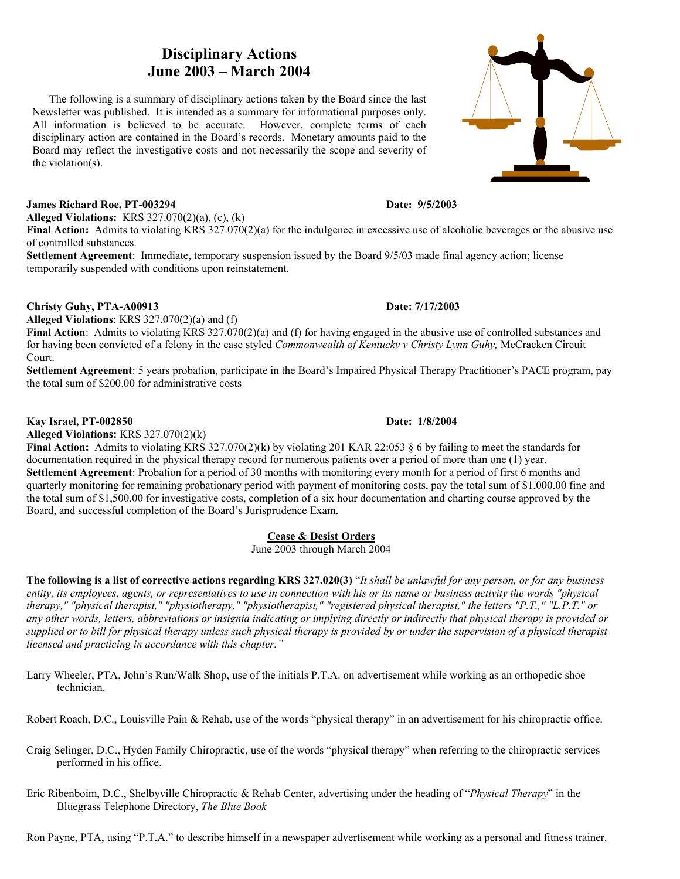# Disciplinary Actions
## June 2003 – March 2004

The following is a summary of disciplinary actions taken by the Board since the last Newsletter was published. It is intended as a summary for informational purposes only. All information is believed to be accurate. However, complete terms of each disciplinary action are contained in the Board's records. Monetary amounts paid to the Board may reflect the investigative costs and not necessarily the scope and severity of the violation(s).

**James Richard Roe, PT-003294** **Date: 9/5/2003**
**Alleged Violations:** KRS 327.070(2)(a), (c), (k)
**Final Action:** Admits to violating KRS 327.070(2)(a) for the indulgence in excessive use of alcoholic beverages or the abusive use of controlled substances.
**Settlement Agreement**: Immediate, temporary suspension issued by the Board 9/5/03 made final agency action; license temporarily suspended with conditions upon reinstatement.

**Christy Guhy, PTA-A00913** **Date: 7/17/2003**
**Alleged Violations**: KRS 327.070(2)(a) and (f)
**Final Action**: Admits to violating KRS 327.070(2)(a) and (f) for having engaged in the abusive use of controlled substances and for having been convicted of a felony in the case styled *Commonwealth of Kentucky v Christy Lynn Guhy,* McCracken Circuit Court.
**Settlement Agreement**: 5 years probation, participate in the Board's Impaired Physical Therapy Practitioner's PACE program, pay the total sum of $200.00 for administrative costs

**Kay Israel, PT-002850** **Date: 1/8/2004**
**Alleged Violations:** KRS 327.070(2)(k)
**Final Action:** Admits to violating KRS 327.070(2)(k) by violating 201 KAR 22:053 § 6 by failing to meet the standards for documentation required in the physical therapy record for numerous patients over a period of more than one (1) year.
**Settlement Agreement**: Probation for a period of 30 months with monitoring every month for a period of first 6 months and quarterly monitoring for remaining probationary period with payment of monitoring costs, pay the total sum of $1,000.00 fine and the total sum of $1,500.00 for investigative costs, completion of a six hour documentation and charting course approved by the Board, and successful completion of the Board's Jurisprudence Exam.

## Cease & Desist Orders
June 2003 through March 2004

**The following is a list of corrective actions regarding KRS 327.020(3)** "*It shall be unlawful for any person, or for any business entity, its employees, agents, or representatives to use in connection with his or its name or business activity the words "physical therapy," "physical therapist," "physiotherapy," "physiotherapist," "registered physical therapist," the letters "P.T.," "L.P.T." or any other words, letters, abbreviations or insignia indicating or implying directly or indirectly that physical therapy is provided or supplied or to bill for physical therapy unless such physical therapy is provided by or under the supervision of a physical therapist licensed and practicing in accordance with this chapter."*

Larry Wheeler, PTA, John's Run/Walk Shop, use of the initials P.T.A. on advertisement while working as an orthopedic shoe technician.

Robert Roach, D.C., Louisville Pain & Rehab, use of the words "physical therapy" in an advertisement for his chiropractic office.

Craig Selinger, D.C., Hyden Family Chiropractic, use of the words "physical therapy" when referring to the chiropractic services performed in his office.

Eric Ribenboim, D.C., Shelbyville Chiropractic & Rehab Center, advertising under the heading of "*Physical Therapy*" in the Bluegrass Telephone Directory, *The Blue Book*

Ron Payne, PTA, using "P.T.A." to describe himself in a newspaper advertisement while working as a personal and fitness trainer.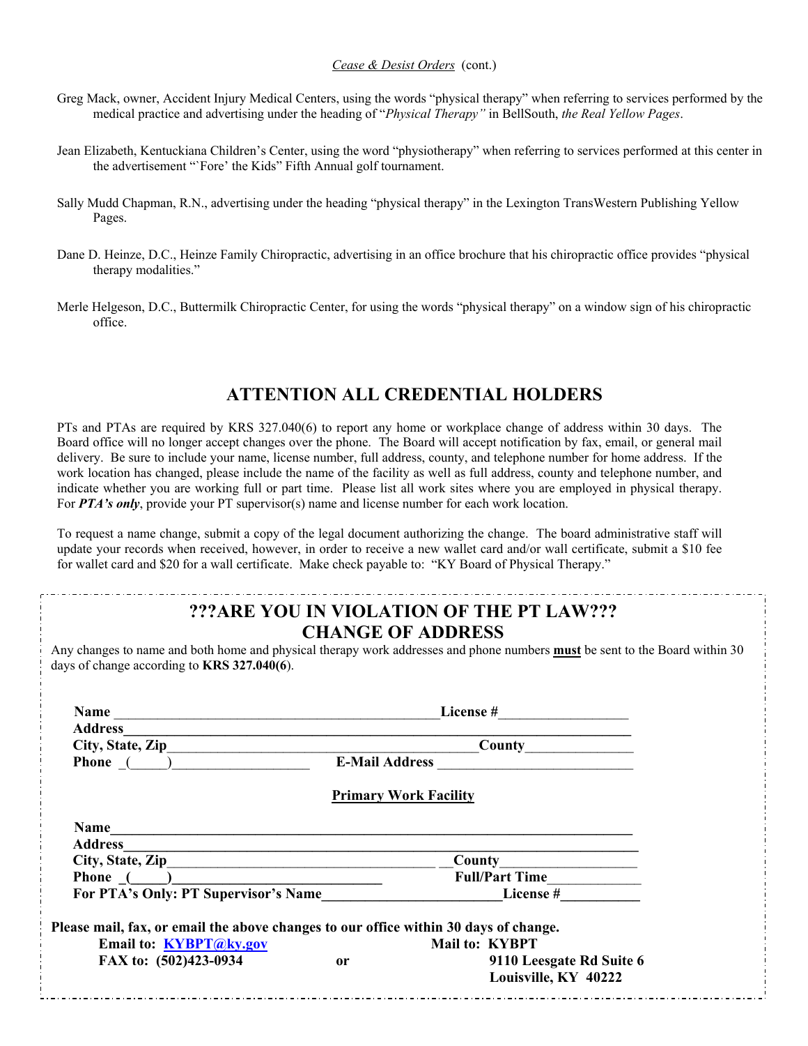*Cease & Desist Orders* (cont.)

Greg Mack, owner, Accident Injury Medical Centers, using the words "physical therapy" when referring to services performed by the medical practice and advertising under the heading of "*Physical Therapy"* in BellSouth, *the Real Yellow Pages*.

Jean Elizabeth, Kentuckiana Children's Center, using the word "physiotherapy" when referring to services performed at this center in the advertisement "`Fore' the Kids" Fifth Annual golf tournament.

Sally Mudd Chapman, R.N., advertising under the heading "physical therapy" in the Lexington TransWestern Publishing Yellow Pages.

Dane D. Heinze, D.C., Heinze Family Chiropractic, advertising in an office brochure that his chiropractic office provides "physical therapy modalities."

Merle Helgeson, D.C., Buttermilk Chiropractic Center, for using the words "physical therapy" on a window sign of his chiropractic office.

## ATTENTION ALL CREDENTIAL HOLDERS

PTs and PTAs are required by KRS 327.040(6) to report any home or workplace change of address within 30 days. The Board office will no longer accept changes over the phone. The Board will accept notification by fax, email, or general mail delivery. Be sure to include your name, license number, full address, county, and telephone number for home address. If the work location has changed, please include the name of the facility as well as full address, county and telephone number, and indicate whether you are working full or part time. Please list all work sites where you are employed in physical therapy. For ***PTA's only***, provide your PT supervisor(s) name and license number for each work location.

To request a name change, submit a copy of the legal document authorizing the change. The board administrative staff will update your records when received, however, in order to receive a new wallet card and/or wall certificate, submit a $10 fee for wallet card and $20 for a wall certificate. Make check payable to: "KY Board of Physical Therapy."

## ???ARE YOU IN VIOLATION OF THE PT LAW??? CHANGE OF ADDRESS

Any changes to name and both home and physical therapy work addresses and phone numbers **must** be sent to the Board within 30 days of change according to **KRS 327.040(6)**.

**Name** ______________________________ **License #** ______________

**Address** ______________________________________________

**City, State, Zip** ______________________________ **County** ______________

**Phone** (_____) ______________ **E-Mail Address** ______________________

**Primary Work Facility**

**Name** ______________________________________________

**Address** ______________________________________________

**City, State, Zip** ______________________________ **County** ______________

**Phone** (_____) ______________________ **Full/Part Time** ____________

**For PTA's Only: PT Supervisor's Name** ______________________ **License #** __________

**Please mail, fax, or email the above changes to our office within 30 days of change.**

**Email to: KYBPT@ky.gov**
**FAX to: (502)423-0934**

**or**

**Mail to: KYBPT**
**9110 Leesgate Rd Suite 6**
**Louisville, KY 40222**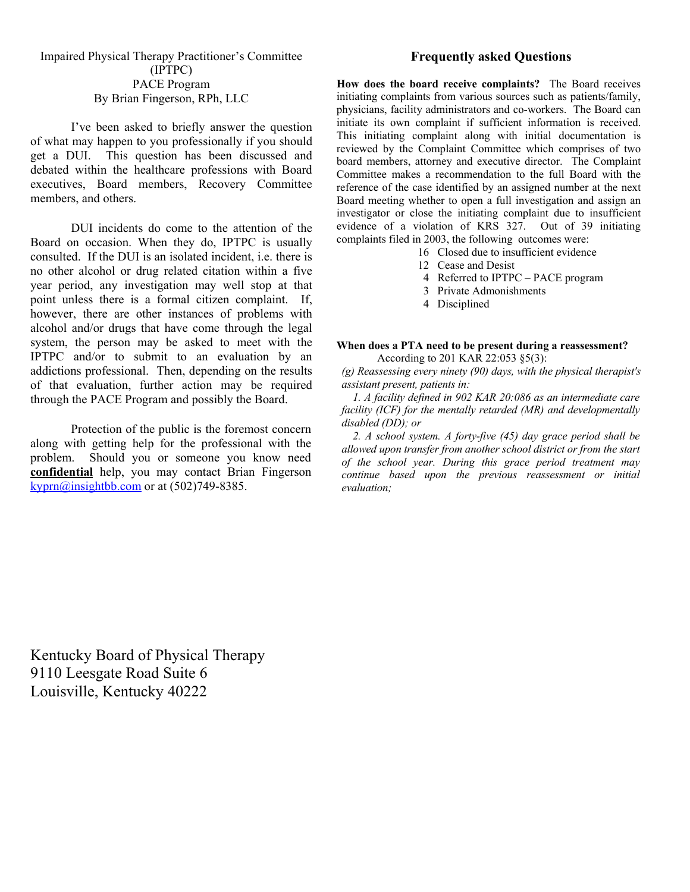## Impaired Physical Therapy Practitioner's Committee (IPTPC) PACE Program

By Brian Fingerson, RPh, LLC

I've been asked to briefly answer the question of what may happen to you professionally if you should get a DUI. This question has been discussed and debated within the healthcare professions with Board executives, Board members, Recovery Committee members, and others.

DUI incidents do come to the attention of the Board on occasion. When they do, IPTPC is usually consulted. If the DUI is an isolated incident, i.e. there is no other alcohol or drug related citation within a five year period, any investigation may well stop at that point unless there is a formal citizen complaint. If, however, there are other instances of problems with alcohol and/or drugs that have come through the legal system, the person may be asked to meet with the IPTPC and/or to submit to an evaluation by an addictions professional. Then, depending on the results of that evaluation, further action may be required through the PACE Program and possibly the Board.

Protection of the public is the foremost concern along with getting help for the professional with the problem. Should you or someone you know need **confidential** help, you may contact Brian Fingerson kyprn@insightbb.com or at (502)749-8385.

## Frequently asked Questions

**How does the board receive complaints?** The Board receives initiating complaints from various sources such as patients/family, physicians, facility administrators and co-workers. The Board can initiate its own complaint if sufficient information is received. This initiating complaint along with initial documentation is reviewed by the Complaint Committee which comprises of two board members, attorney and executive director. The Complaint Committee makes a recommendation to the full Board with the reference of the case identified by an assigned number at the next Board meeting whether to open a full investigation and assign an investigator or close the initiating complaint due to insufficient evidence of a violation of KRS 327. Out of 39 initiating complaints filed in 2003, the following outcomes were:

- 16 Closed due to insufficient evidence
- 12 Cease and Desist
- 4 Referred to IPTPC – PACE program
- 3 Private Admonishments
- 4 Disciplined

**When does a PTA need to be present during a reassessment?**

According to 201 KAR 22:053 §5(3):

*(g) Reassessing every ninety (90) days, with the physical therapist's assistant present, patients in:*

*1. A facility defined in 902 KAR 20:086 as an intermediate care facility (ICF) for the mentally retarded (MR) and developmentally disabled (DD); or*

*2. A school system. A forty-five (45) day grace period shall be allowed upon transfer from another school district or from the start of the school year. During this grace period treatment may continue based upon the previous reassessment or initial evaluation;*

Kentucky Board of Physical Therapy
9110 Leesgate Road Suite 6
Louisville, Kentucky 40222